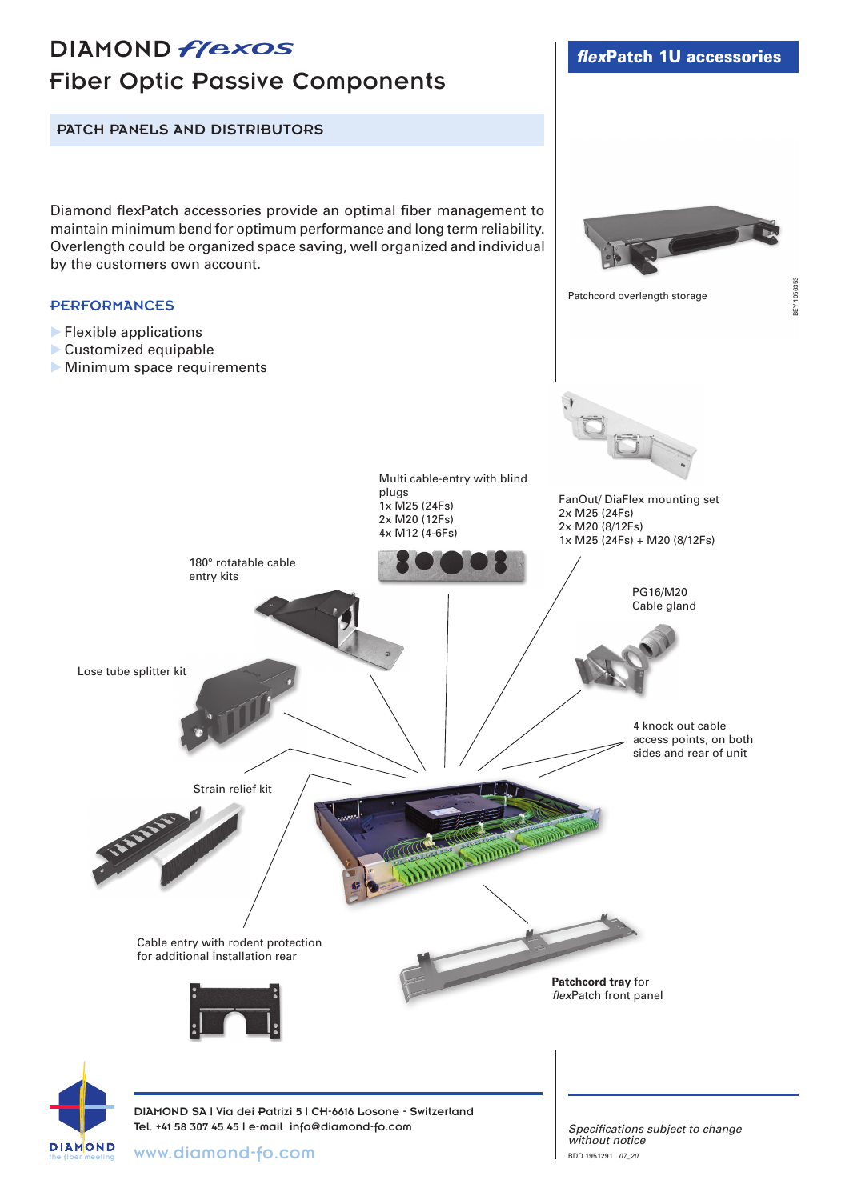# DIAMOND *flexos*

## Fiber Optic Passive Components

## *flex*Patch 1U accessories

### PATCH PANELS AND DISTRIBUTORS

Diamond flexPatch accessories provide an optimal fiber management to maintain minimum bend for optimum performance and long term reliability. Overlength could be organized space saving, well organized and individual by the customers own account.

### PERFORMANCES

- Flexible applications
- Customized equipable
- Minimum space requirements

Patchcord overlength storage

FanOut/ DiaFlex mounting set
2x M25 (24Fs)
2x M20 (8/12Fs)
1x M25 (24Fs) + M20 (8/12Fs)

Multi cable-entry with blind plugs
1x M25 (24Fs)
2x M20 (12Fs)
4x M12 (4-6Fs)

180° rotatable cable entry kits

PG16/M20
Cable gland

Lose tube splitter kit

4 knock out cable access points, on both sides and rear of unit

Strain relief kit

Cable entry with rodent protection for additional installation rear

**Patchcord tray** for *flex*Patch front panel

DIAMOND SA | Via dei Patrizi 5 | CH-6616 Losone - Switzerland
Tel. +41 58 307 45 45 | e-mail info@diamond-fo.com
www.diamond-fo.com

*Specifications subject to change without notice*

BDD 1951291 *07_20*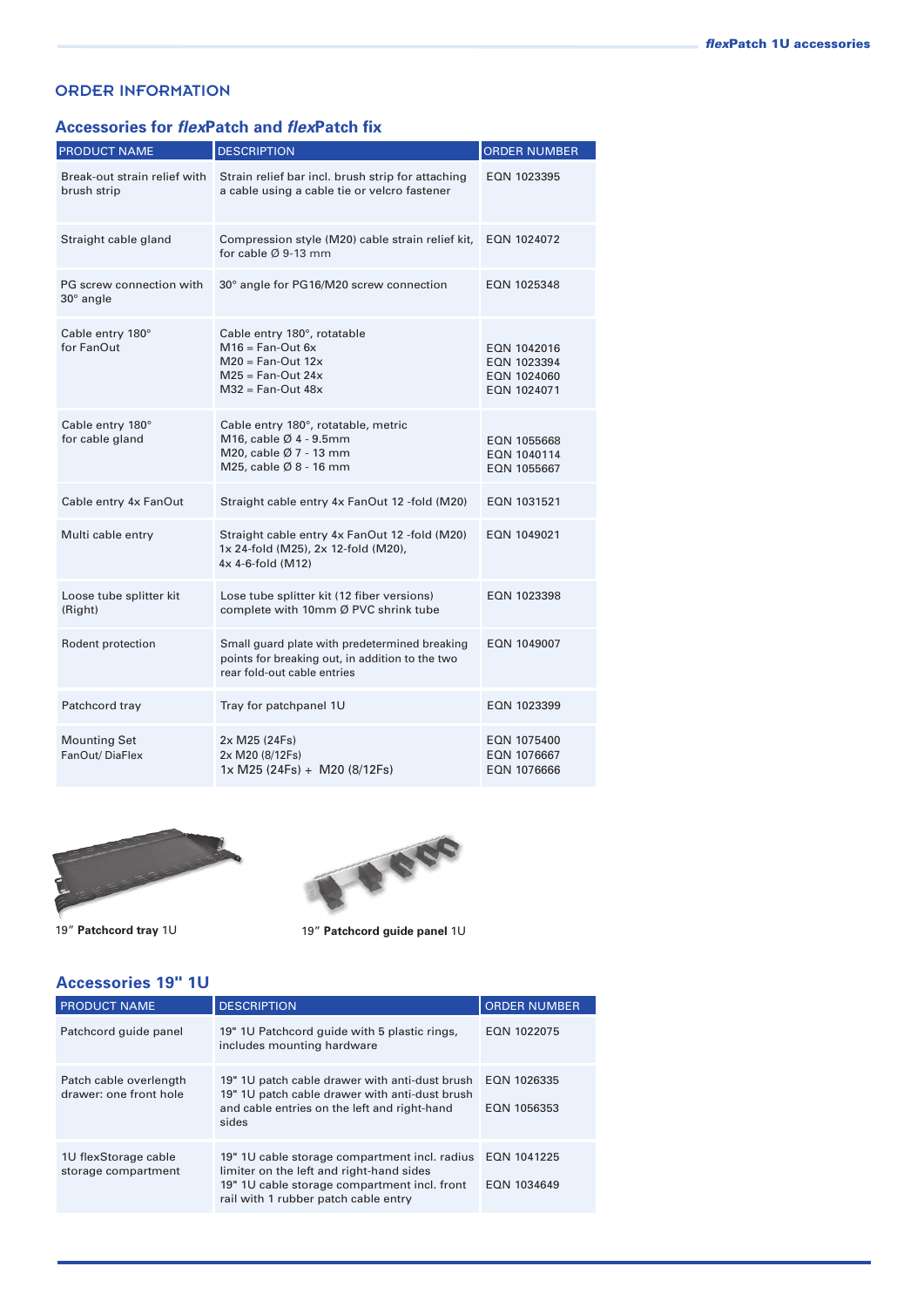## ORDER INFORMATION

### Accessories for *flex*Patch and *flex*Patch fix

| PRODUCT NAME | DESCRIPTION | ORDER NUMBER |
| --- | --- | --- |
| Break-out strain relief with brush strip | Strain relief bar incl. brush strip for attaching a cable using a cable tie or velcro fastener | EQN 1023395 |
| Straight cable gland | Compression style (M20) cable strain relief kit, for cable Ø 9-13 mm | EQN 1024072 |
| PG screw connection with 30° angle | 30° angle for PG16/M20 screw connection | EQN 1025348 |
| Cable entry 180° for FanOut | Cable entry 180°, rotatable<br>M16 = Fan-Out 6x<br>M20 = Fan-Out 12x<br>M25 = Fan-Out 24x<br>M32 = Fan-Out 48x | EQN 1042016<br>EQN 1023394<br>EQN 1024060<br>EQN 1024071 |
| Cable entry 180° for cable gland | Cable entry 180°, rotatable, metric<br>M16, cable Ø 4 - 9.5mm<br>M20, cable Ø 7 - 13 mm<br>M25, cable Ø 8 - 16 mm | EQN 1055668<br>EQN 1040114<br>EQN 1055667 |
| Cable entry 4x FanOut | Straight cable entry 4x FanOut 12 -fold (M20) | EQN 1031521 |
| Multi cable entry | Straight cable entry 4x FanOut 12 -fold (M20)<br>1x 24-fold (M25), 2x 12-fold (M20),<br>4x 4-6-fold (M12) | EQN 1049021 |
| Loose tube splitter kit (Right) | Lose tube splitter kit (12 fiber versions) complete with 10mm Ø PVC shrink tube | EQN 1023398 |
| Rodent protection | Small guard plate with predetermined breaking points for breaking out, in addition to the two rear fold-out cable entries | EQN 1049007 |
| Patchcord tray | Tray for patchpanel 1U | EQN 1023399 |
| Mounting Set FanOut/ DiaFlex | 2x M25 (24Fs)<br>2x M20 (8/12Fs)<br>1x M25 (24Fs) + M20 (8/12Fs) | EQN 1075400<br>EQN 1076667<br>EQN 1076666 |

19" **Patchcord tray** 1U

19" **Patchcord guide panel** 1U

### Accessories 19" 1U

| PRODUCT NAME | DESCRIPTION | ORDER NUMBER |
| --- | --- | --- |
| Patchcord guide panel | 19" 1U Patchcord guide with 5 plastic rings, includes mounting hardware | EQN 1022075 |
| Patch cable overlength drawer: one front hole | 19" 1U patch cable drawer with anti-dust brush<br>19" 1U patch cable drawer with anti-dust brush and cable entries on the left and right-hand sides | EQN 1026335<br>EQN 1056353 |
| 1U flexStorage cable storage compartment | 19" 1U cable storage compartment incl. radius limiter on the left and right-hand sides<br>19" 1U cable storage compartment incl. front rail with 1 rubber patch cable entry | EQN 1041225<br>EQN 1034649 |